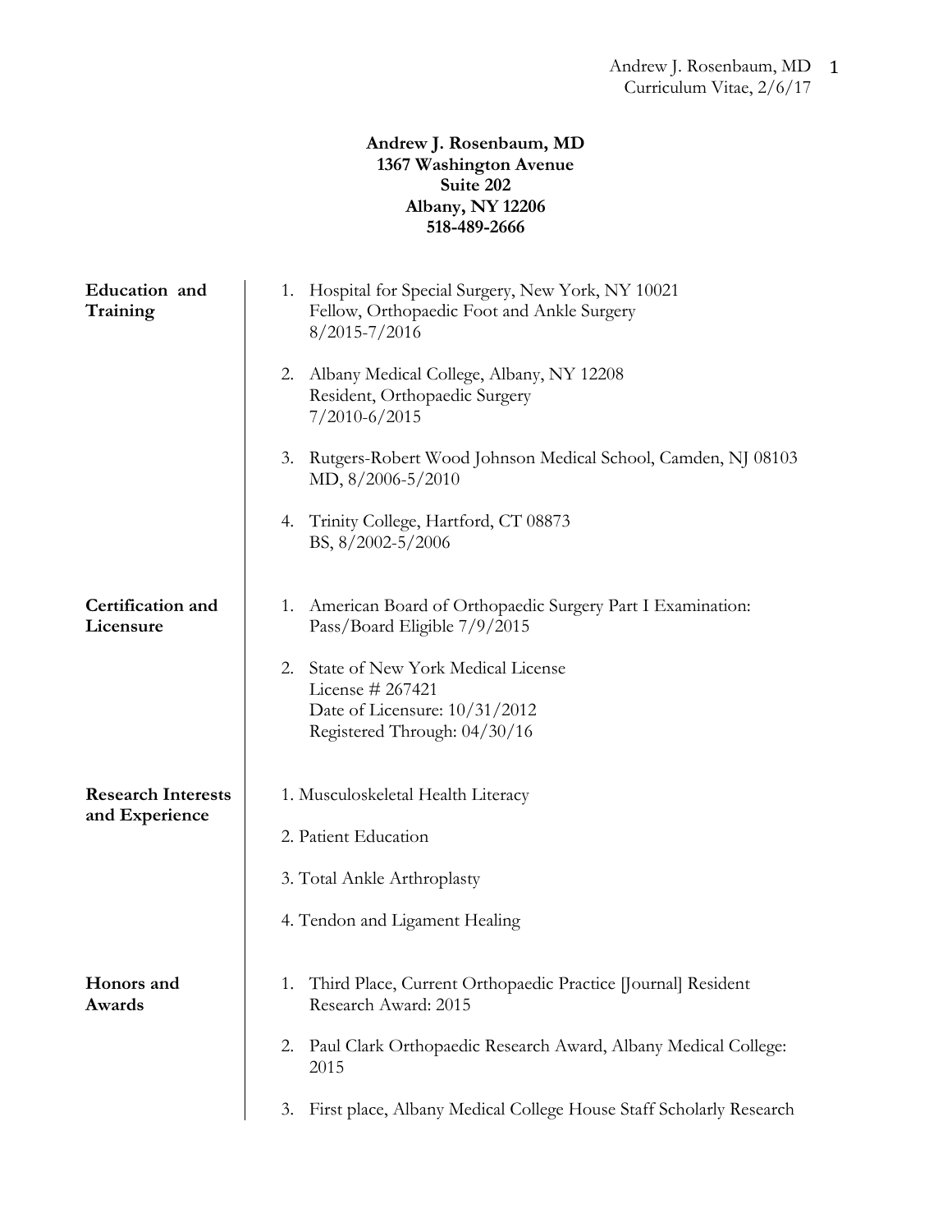**Andrew J. Rosenbaum, MD**
**1367 Washington Avenue**
**Suite 202**
**Albany, NY 12206**
**518-489-2666**

## Education and Training

1. Hospital for Special Surgery, New York, NY 10021
   Fellow, Orthopaedic Foot and Ankle Surgery
   8/2015-7/2016

2. Albany Medical College, Albany, NY 12208
   Resident, Orthopaedic Surgery
   7/2010-6/2015

3. Rutgers-Robert Wood Johnson Medical School, Camden, NJ 08103
   MD, 8/2006-5/2010

4. Trinity College, Hartford, CT 08873
   BS, 8/2002-5/2006

## Certification and Licensure

1. American Board of Orthopaedic Surgery Part I Examination:
   Pass/Board Eligible 7/9/2015

2. State of New York Medical License
   License # 267421
   Date of Licensure: 10/31/2012
   Registered Through: 04/30/16

## Research Interests and Experience

1. Musculoskeletal Health Literacy

2. Patient Education

3. Total Ankle Arthroplasty

4. Tendon and Ligament Healing

## Honors and Awards

1. Third Place, Current Orthopaedic Practice [Journal] Resident Research Award: 2015

2. Paul Clark Orthopaedic Research Award, Albany Medical College: 2015

3. First place, Albany Medical College House Staff Scholarly Research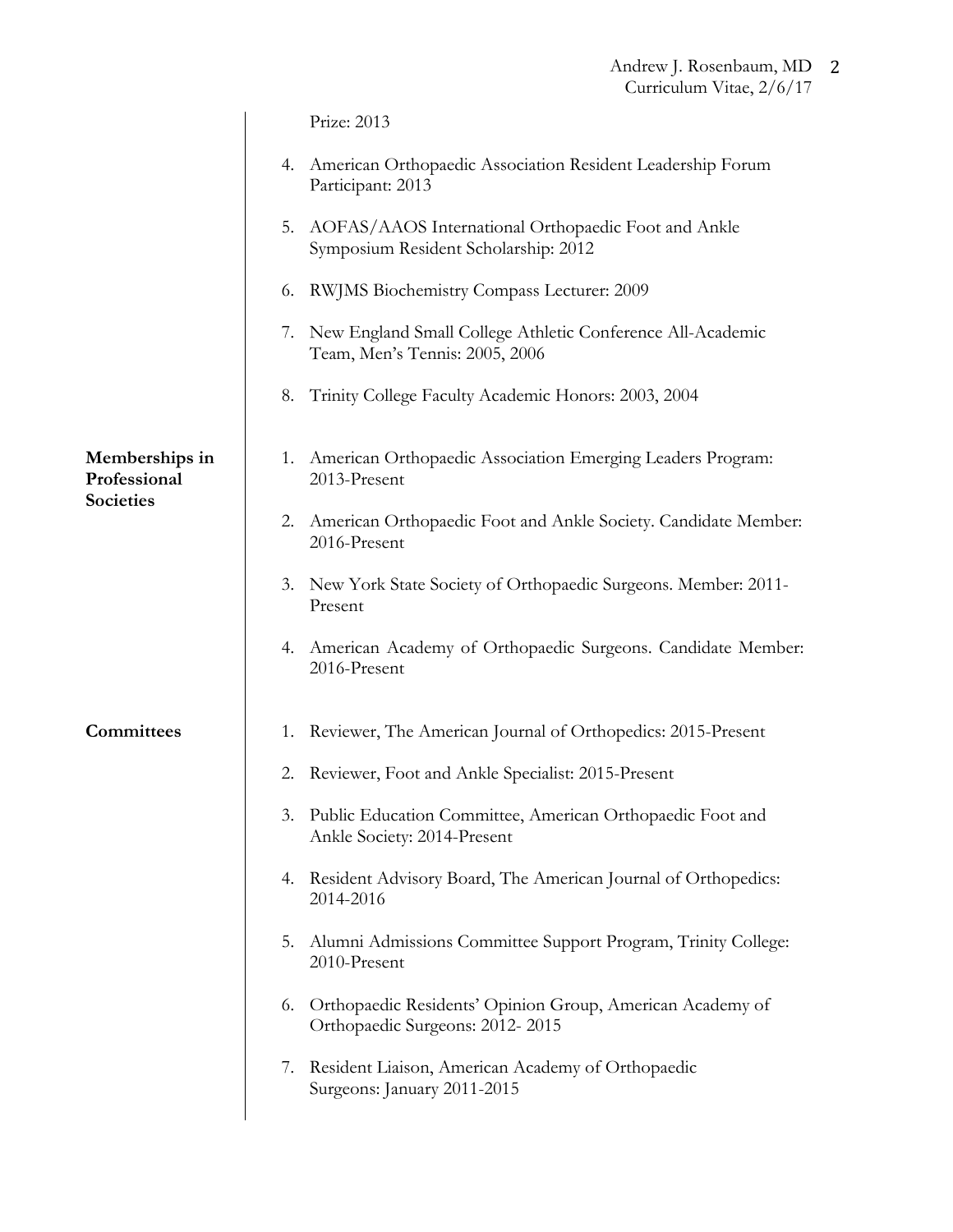Prize: 2013

4. American Orthopaedic Association Resident Leadership Forum Participant: 2013
5. AOFAS/AAOS International Orthopaedic Foot and Ankle Symposium Resident Scholarship: 2012
6. RWJMS Biochemistry Compass Lecturer: 2009
7. New England Small College Athletic Conference All-Academic Team, Men's Tennis: 2005, 2006
8. Trinity College Faculty Academic Honors: 2003, 2004

**Memberships in Professional Societies**

1. American Orthopaedic Association Emerging Leaders Program: 2013-Present
2. American Orthopaedic Foot and Ankle Society. Candidate Member: 2016-Present
3. New York State Society of Orthopaedic Surgeons. Member: 2011-Present
4. American Academy of Orthopaedic Surgeons. Candidate Member: 2016-Present

**Committees**

1. Reviewer, The American Journal of Orthopedics: 2015-Present
2. Reviewer, Foot and Ankle Specialist: 2015-Present
3. Public Education Committee, American Orthopaedic Foot and Ankle Society: 2014-Present
4. Resident Advisory Board, The American Journal of Orthopedics: 2014-2016
5. Alumni Admissions Committee Support Program, Trinity College: 2010-Present
6. Orthopaedic Residents' Opinion Group, American Academy of Orthopaedic Surgeons: 2012- 2015
7. Resident Liaison, American Academy of Orthopaedic Surgeons: January 2011-2015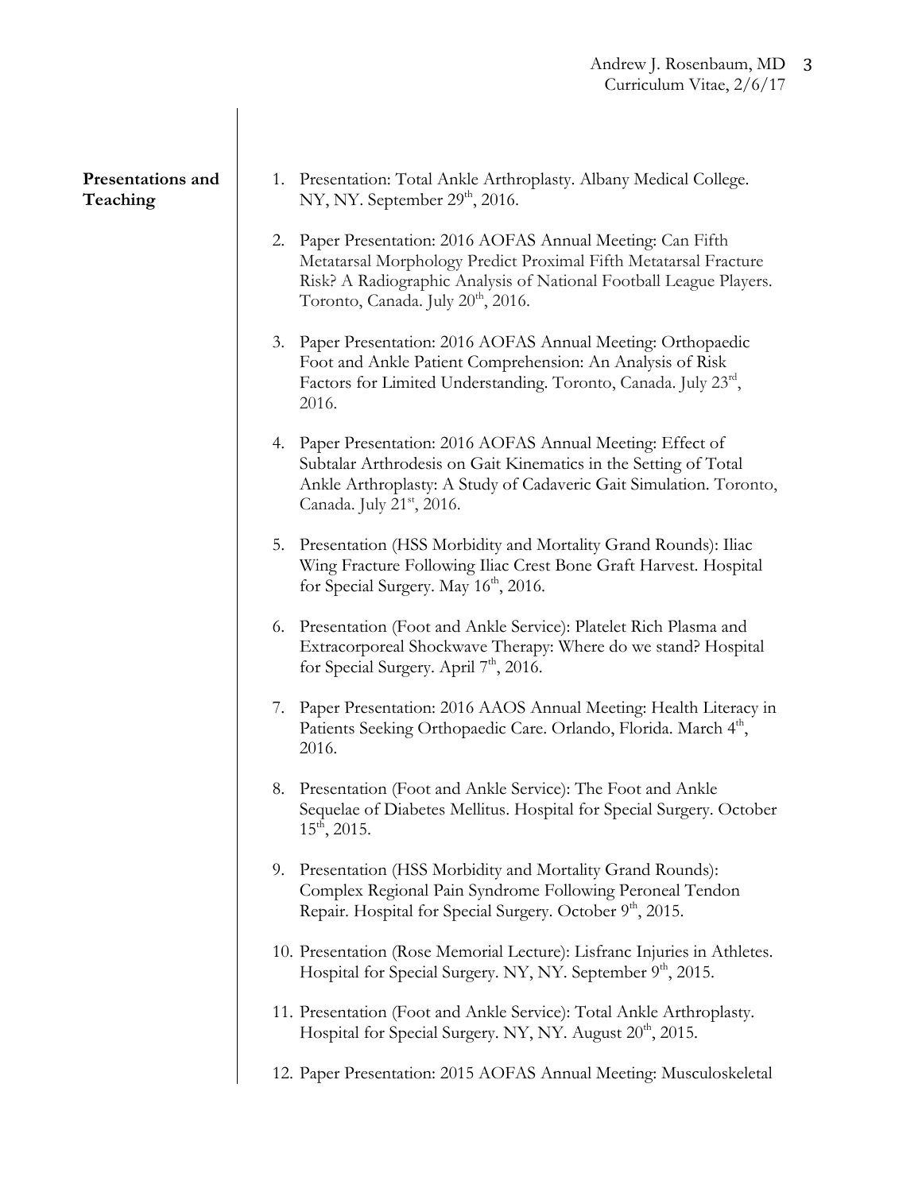**Presentations and Teaching**

1. Presentation: Total Ankle Arthroplasty. Albany Medical College. NY, NY. September 29th, 2016.

2. Paper Presentation: 2016 AOFAS Annual Meeting: Can Fifth Metatarsal Morphology Predict Proximal Fifth Metatarsal Fracture Risk? A Radiographic Analysis of National Football League Players. Toronto, Canada. July 20th, 2016.

3. Paper Presentation: 2016 AOFAS Annual Meeting: Orthopaedic Foot and Ankle Patient Comprehension: An Analysis of Risk Factors for Limited Understanding. Toronto, Canada. July 23rd, 2016.

4. Paper Presentation: 2016 AOFAS Annual Meeting: Effect of Subtalar Arthrodesis on Gait Kinematics in the Setting of Total Ankle Arthroplasty: A Study of Cadaveric Gait Simulation. Toronto, Canada. July 21st, 2016.

5. Presentation (HSS Morbidity and Mortality Grand Rounds): Iliac Wing Fracture Following Iliac Crest Bone Graft Harvest. Hospital for Special Surgery. May 16th, 2016.

6. Presentation (Foot and Ankle Service): Platelet Rich Plasma and Extracorporeal Shockwave Therapy: Where do we stand? Hospital for Special Surgery. April 7th, 2016.

7. Paper Presentation: 2016 AAOS Annual Meeting: Health Literacy in Patients Seeking Orthopaedic Care. Orlando, Florida. March 4th, 2016.

8. Presentation (Foot and Ankle Service): The Foot and Ankle Sequelae of Diabetes Mellitus. Hospital for Special Surgery. October 15th, 2015.

9. Presentation (HSS Morbidity and Mortality Grand Rounds): Complex Regional Pain Syndrome Following Peroneal Tendon Repair. Hospital for Special Surgery. October 9th, 2015.

10. Presentation (Rose Memorial Lecture): Lisfranc Injuries in Athletes. Hospital for Special Surgery. NY, NY. September 9th, 2015.

11. Presentation (Foot and Ankle Service): Total Ankle Arthroplasty. Hospital for Special Surgery. NY, NY. August 20th, 2015.

12. Paper Presentation: 2015 AOFAS Annual Meeting: Musculoskeletal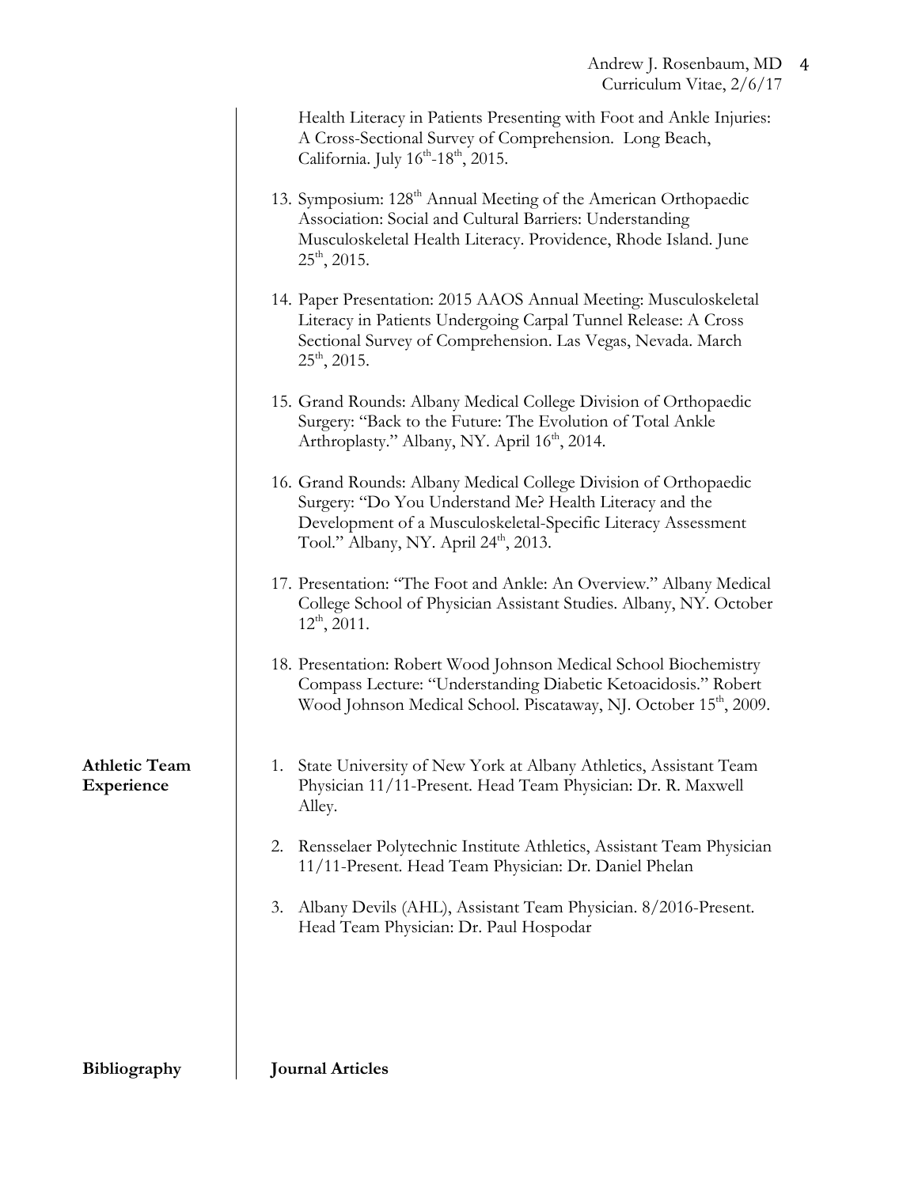Health Literacy in Patients Presenting with Foot and Ankle Injuries: A Cross-Sectional Survey of Comprehension. Long Beach, California. July 16th-18th, 2015.

13. Symposium: 128th Annual Meeting of the American Orthopaedic Association: Social and Cultural Barriers: Understanding Musculoskeletal Health Literacy. Providence, Rhode Island. June 25th, 2015.

14. Paper Presentation: 2015 AAOS Annual Meeting: Musculoskeletal Literacy in Patients Undergoing Carpal Tunnel Release: A Cross Sectional Survey of Comprehension. Las Vegas, Nevada. March 25th, 2015.

15. Grand Rounds: Albany Medical College Division of Orthopaedic Surgery: "Back to the Future: The Evolution of Total Ankle Arthroplasty." Albany, NY. April 16th, 2014.

16. Grand Rounds: Albany Medical College Division of Orthopaedic Surgery: "Do You Understand Me? Health Literacy and the Development of a Musculoskeletal-Specific Literacy Assessment Tool." Albany, NY. April 24th, 2013.

17. Presentation: "The Foot and Ankle: An Overview." Albany Medical College School of Physician Assistant Studies. Albany, NY. October 12th, 2011.

18. Presentation: Robert Wood Johnson Medical School Biochemistry Compass Lecture: "Understanding Diabetic Ketoacidosis." Robert Wood Johnson Medical School. Piscataway, NJ. October 15th, 2009.

**Athletic Team Experience**

1. State University of New York at Albany Athletics, Assistant Team Physician 11/11-Present. Head Team Physician: Dr. R. Maxwell Alley.

2. Rensselaer Polytechnic Institute Athletics, Assistant Team Physician 11/11-Present. Head Team Physician: Dr. Daniel Phelan

3. Albany Devils (AHL), Assistant Team Physician. 8/2016-Present. Head Team Physician: Dr. Paul Hospodar

**Bibliography**

**Journal Articles**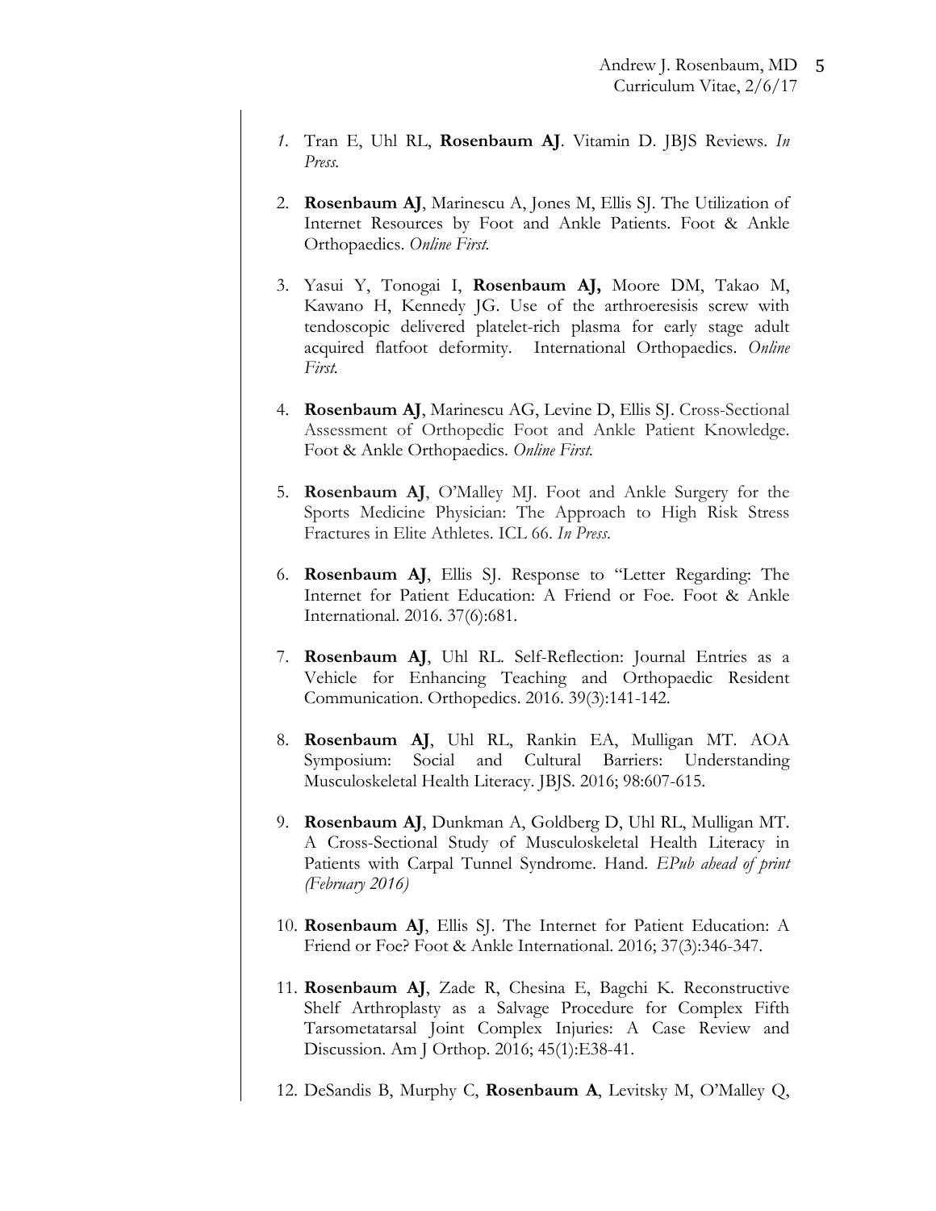1. Tran E, Uhl RL, **Rosenbaum AJ**. Vitamin D. JBJS Reviews. *In Press.*

2. **Rosenbaum AJ**, Marinescu A, Jones M, Ellis SJ. The Utilization of Internet Resources by Foot and Ankle Patients. Foot & Ankle Orthopaedics. *Online First.*

3. Yasui Y, Tonogai I, **Rosenbaum AJ,** Moore DM, Takao M, Kawano H, Kennedy JG. Use of the arthroeresisis screw with tendoscopic delivered platelet-rich plasma for early stage adult acquired flatfoot deformity. International Orthopaedics. *Online First.*

4. **Rosenbaum AJ**, Marinescu AG, Levine D, Ellis SJ. Cross-Sectional Assessment of Orthopedic Foot and Ankle Patient Knowledge. Foot & Ankle Orthopaedics. *Online First.*

5. **Rosenbaum AJ**, O'Malley MJ. Foot and Ankle Surgery for the Sports Medicine Physician: The Approach to High Risk Stress Fractures in Elite Athletes. ICL 66. *In Press.*

6. **Rosenbaum AJ**, Ellis SJ. Response to "Letter Regarding: The Internet for Patient Education: A Friend or Foe. Foot & Ankle International. 2016. 37(6):681.

7. **Rosenbaum AJ**, Uhl RL. Self-Reflection: Journal Entries as a Vehicle for Enhancing Teaching and Orthopaedic Resident Communication. Orthopedics. 2016. 39(3):141-142.

8. **Rosenbaum AJ**, Uhl RL, Rankin EA, Mulligan MT. AOA Symposium: Social and Cultural Barriers: Understanding Musculoskeletal Health Literacy. JBJS. 2016; 98:607-615.

9. **Rosenbaum AJ**, Dunkman A, Goldberg D, Uhl RL, Mulligan MT. A Cross-Sectional Study of Musculoskeletal Health Literacy in Patients with Carpal Tunnel Syndrome. Hand. *EPub ahead of print (February 2016)*

10. **Rosenbaum AJ**, Ellis SJ. The Internet for Patient Education: A Friend or Foe? Foot & Ankle International. 2016; 37(3):346-347.

11. **Rosenbaum AJ**, Zade R, Chesina E, Bagchi K. Reconstructive Shelf Arthroplasty as a Salvage Procedure for Complex Fifth Tarsometatarsal Joint Complex Injuries: A Case Review and Discussion. Am J Orthop. 2016; 45(1):E38-41.

12. DeSandis B, Murphy C, **Rosenbaum A**, Levitsky M, O'Malley Q,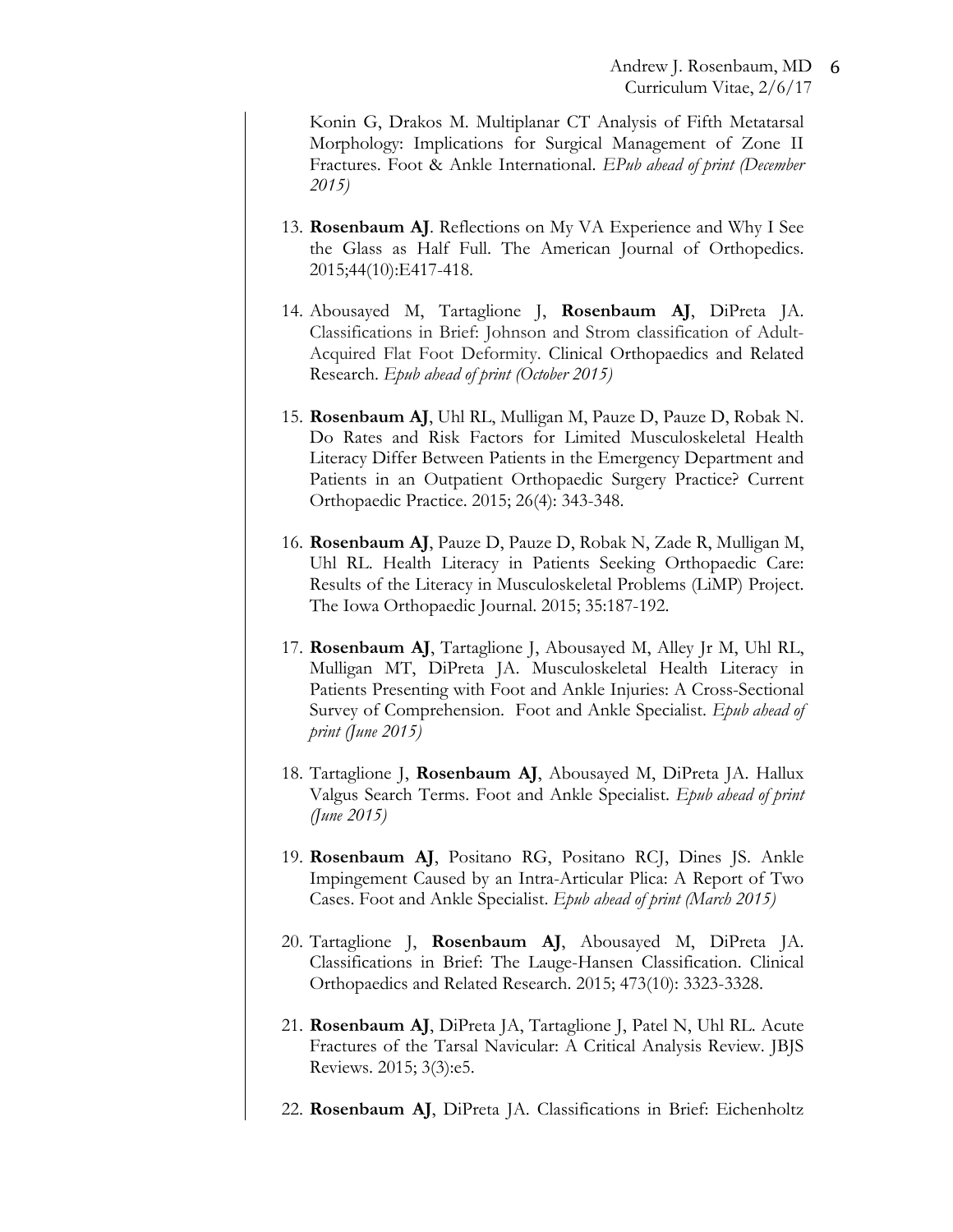Konin G, Drakos M. Multiplanar CT Analysis of Fifth Metatarsal Morphology: Implications for Surgical Management of Zone II Fractures. Foot & Ankle International. *EPub ahead of print (December 2015)*

13. **Rosenbaum AJ**. Reflections on My VA Experience and Why I See the Glass as Half Full. The American Journal of Orthopedics. 2015;44(10):E417-418.

14. Abousayed M, Tartaglione J, **Rosenbaum AJ**, DiPreta JA. Classifications in Brief: Johnson and Strom classification of Adult-Acquired Flat Foot Deformity. Clinical Orthopaedics and Related Research. *Epub ahead of print (October 2015)*

15. **Rosenbaum AJ**, Uhl RL, Mulligan M, Pauze D, Pauze D, Robak N. Do Rates and Risk Factors for Limited Musculoskeletal Health Literacy Differ Between Patients in the Emergency Department and Patients in an Outpatient Orthopaedic Surgery Practice? Current Orthopaedic Practice. 2015; 26(4): 343-348.

16. **Rosenbaum AJ**, Pauze D, Pauze D, Robak N, Zade R, Mulligan M, Uhl RL. Health Literacy in Patients Seeking Orthopaedic Care: Results of the Literacy in Musculoskeletal Problems (LiMP) Project. The Iowa Orthopaedic Journal. 2015; 35:187-192.

17. **Rosenbaum AJ**, Tartaglione J, Abousayed M, Alley Jr M, Uhl RL, Mulligan MT, DiPreta JA. Musculoskeletal Health Literacy in Patients Presenting with Foot and Ankle Injuries: A Cross-Sectional Survey of Comprehension. Foot and Ankle Specialist. *Epub ahead of print (June 2015)*

18. Tartaglione J, **Rosenbaum AJ**, Abousayed M, DiPreta JA. Hallux Valgus Search Terms. Foot and Ankle Specialist. *Epub ahead of print (June 2015)*

19. **Rosenbaum AJ**, Positano RG, Positano RCJ, Dines JS. Ankle Impingement Caused by an Intra-Articular Plica: A Report of Two Cases. Foot and Ankle Specialist. *Epub ahead of print (March 2015)*

20. Tartaglione J, **Rosenbaum AJ**, Abousayed M, DiPreta JA. Classifications in Brief: The Lauge-Hansen Classification. Clinical Orthopaedics and Related Research. 2015; 473(10): 3323-3328.

21. **Rosenbaum AJ**, DiPreta JA, Tartaglione J, Patel N, Uhl RL. Acute Fractures of the Tarsal Navicular: A Critical Analysis Review. JBJS Reviews. 2015; 3(3):e5.

22. **Rosenbaum AJ**, DiPreta JA. Classifications in Brief: Eichenholtz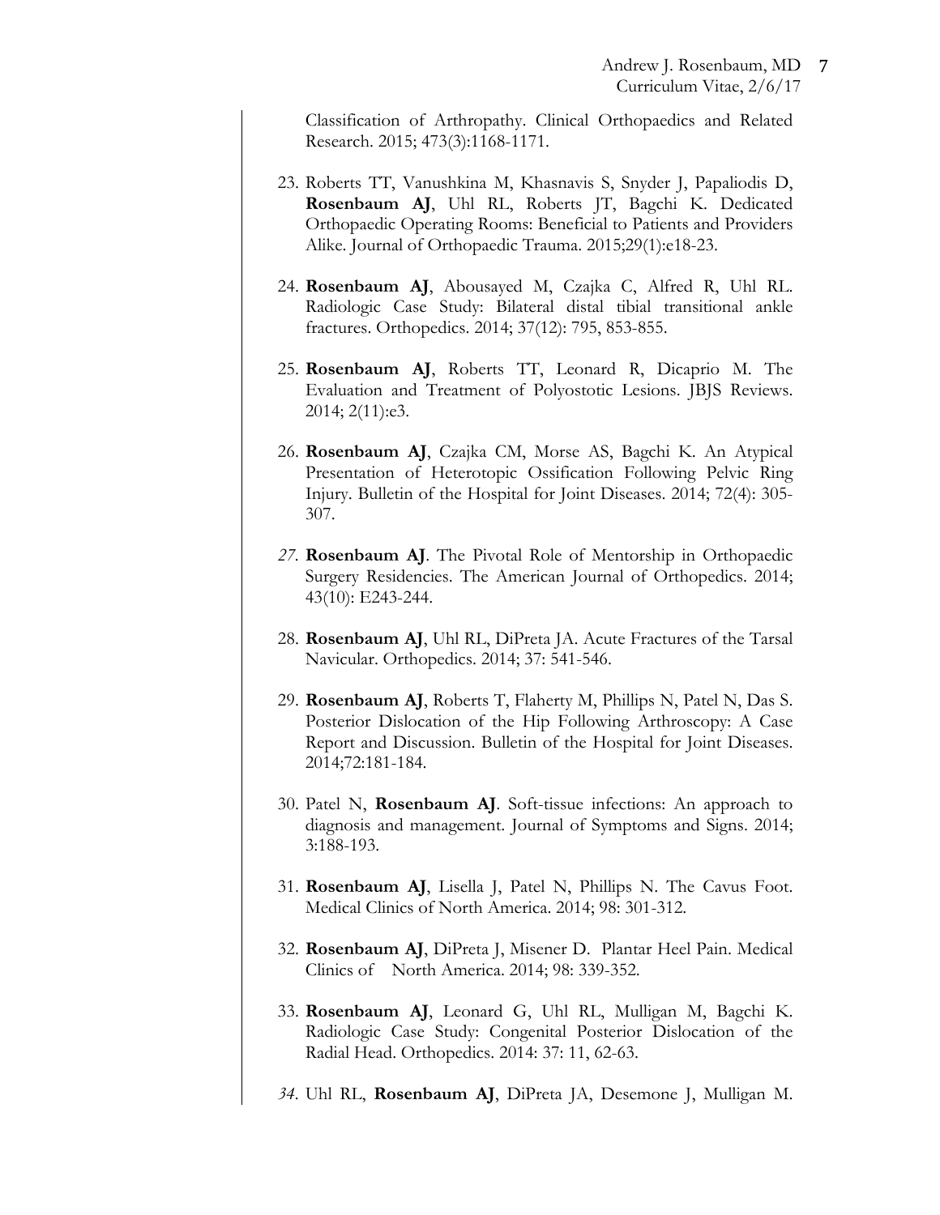Classification of Arthropathy. Clinical Orthopaedics and Related Research. 2015; 473(3):1168-1171.

23. Roberts TT, Vanushkina M, Khasnavis S, Snyder J, Papaliodis D, **Rosenbaum AJ**, Uhl RL, Roberts JT, Bagchi K. Dedicated Orthopaedic Operating Rooms: Beneficial to Patients and Providers Alike. Journal of Orthopaedic Trauma. 2015;29(1):e18-23.

24. **Rosenbaum AJ**, Abousayed M, Czajka C, Alfred R, Uhl RL. Radiologic Case Study: Bilateral distal tibial transitional ankle fractures. Orthopedics. 2014; 37(12): 795, 853-855.

25. **Rosenbaum AJ**, Roberts TT, Leonard R, Dicaprio M. The Evaluation and Treatment of Polyostotic Lesions. JBJS Reviews. 2014; 2(11):e3.

26. **Rosenbaum AJ**, Czajka CM, Morse AS, Bagchi K. An Atypical Presentation of Heterotopic Ossification Following Pelvic Ring Injury. Bulletin of the Hospital for Joint Diseases. 2014; 72(4): 305-307.

*27*. **Rosenbaum AJ**. The Pivotal Role of Mentorship in Orthopaedic Surgery Residencies. The American Journal of Orthopedics. 2014; 43(10): E243-244.

28. **Rosenbaum AJ**, Uhl RL, DiPreta JA. Acute Fractures of the Tarsal Navicular. Orthopedics. 2014; 37: 541-546.

29. **Rosenbaum AJ**, Roberts T, Flaherty M, Phillips N, Patel N, Das S. Posterior Dislocation of the Hip Following Arthroscopy: A Case Report and Discussion. Bulletin of the Hospital for Joint Diseases. 2014;72:181-184.

30. Patel N, **Rosenbaum AJ**. Soft-tissue infections: An approach to diagnosis and management. Journal of Symptoms and Signs. 2014; 3:188-193.

31. **Rosenbaum AJ**, Lisella J, Patel N, Phillips N. The Cavus Foot. Medical Clinics of North America. 2014; 98: 301-312.

32. **Rosenbaum AJ**, DiPreta J, Misener D. Plantar Heel Pain. Medical Clinics of North America. 2014; 98: 339-352.

33. **Rosenbaum AJ**, Leonard G, Uhl RL, Mulligan M, Bagchi K. Radiologic Case Study: Congenital Posterior Dislocation of the Radial Head. Orthopedics. 2014: 37: 11, 62-63.

*34*. Uhl RL, **Rosenbaum AJ**, DiPreta JA, Desemone J, Mulligan M.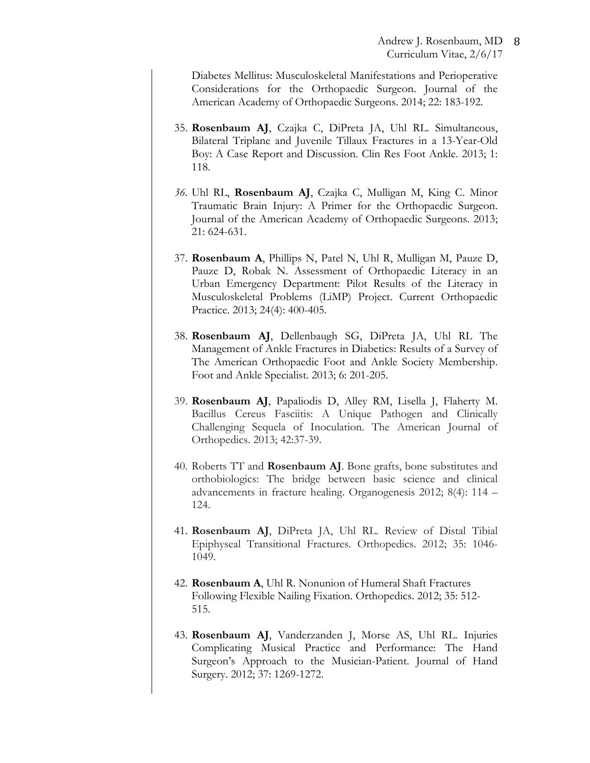Diabetes Mellitus: Musculoskeletal Manifestations and Perioperative Considerations for the Orthopaedic Surgeon. Journal of the American Academy of Orthopaedic Surgeons. 2014; 22: 183-192.

35. **Rosenbaum AJ**, Czajka C, DiPreta JA, Uhl RL. Simultaneous, Bilateral Triplane and Juvenile Tillaux Fractures in a 13-Year-Old Boy: A Case Report and Discussion. Clin Res Foot Ankle. 2013; 1: 118.

36. Uhl RL, **Rosenbaum AJ**, Czajka C, Mulligan M, King C. Minor Traumatic Brain Injury: A Primer for the Orthopaedic Surgeon. Journal of the American Academy of Orthopaedic Surgeons. 2013; 21: 624-631.

37. **Rosenbaum A**, Phillips N, Patel N, Uhl R, Mulligan M, Pauze D, Pauze D, Robak N. Assessment of Orthopaedic Literacy in an Urban Emergency Department: Pilot Results of the Literacy in Musculoskeletal Problems (LiMP) Project. Current Orthopaedic Practice. 2013; 24(4): 400-405.

38. **Rosenbaum AJ**, Dellenbaugh SG, DiPreta JA, Uhl RL The Management of Ankle Fractures in Diabetics: Results of a Survey of The American Orthopaedic Foot and Ankle Society Membership. Foot and Ankle Specialist. 2013; 6: 201-205.

39. **Rosenbaum AJ**, Papaliodis D, Alley RM, Lisella J, Flaherty M. Bacillus Cereus Fasciitis: A Unique Pathogen and Clinically Challenging Sequela of Inoculation. The American Journal of Orthopedics. 2013; 42:37-39.

40. Roberts TT and **Rosenbaum AJ**. Bone grafts, bone substitutes and orthobiologics: The bridge between basic science and clinical advancements in fracture healing. Organogenesis 2012; 8(4): 114 – 124.

41. **Rosenbaum AJ**, DiPreta JA, Uhl RL. Review of Distal Tibial Epiphyseal Transitional Fractures. Orthopedics. 2012; 35: 1046-1049.

42. **Rosenbaum A**, Uhl R. Nonunion of Humeral Shaft Fractures Following Flexible Nailing Fixation. Orthopedics. 2012; 35: 512-515.

43. **Rosenbaum AJ**, Vanderzanden J, Morse AS, Uhl RL. Injuries Complicating Musical Practice and Performance: The Hand Surgeon's Approach to the Musician-Patient. Journal of Hand Surgery. 2012; 37: 1269-1272.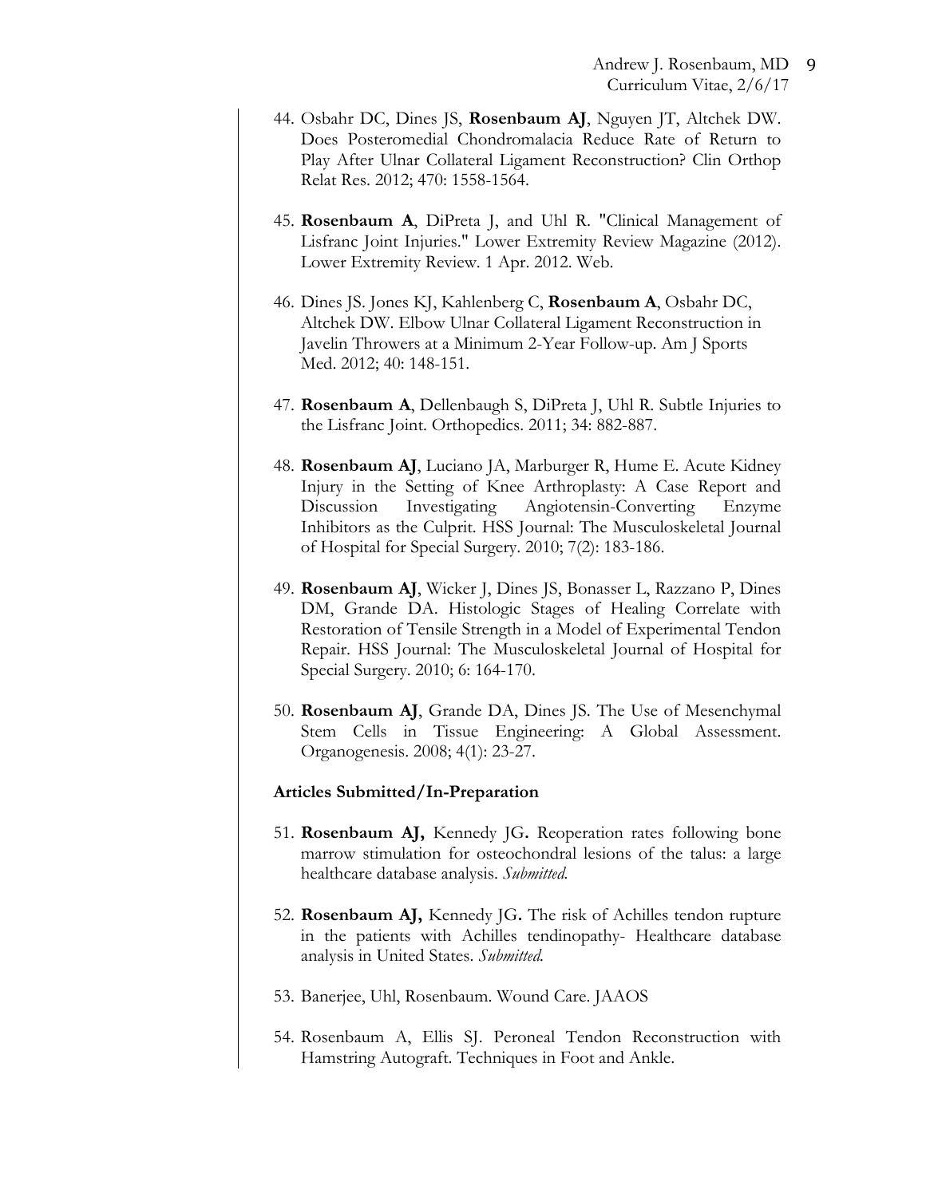44. Osbahr DC, Dines JS, **Rosenbaum AJ**, Nguyen JT, Altchek DW. Does Posteromedial Chondromalacia Reduce Rate of Return to Play After Ulnar Collateral Ligament Reconstruction? Clin Orthop Relat Res. 2012; 470: 1558-1564.

45. **Rosenbaum A**, DiPreta J, and Uhl R. "Clinical Management of Lisfranc Joint Injuries." Lower Extremity Review Magazine (2012). Lower Extremity Review. 1 Apr. 2012. Web.

46. Dines JS. Jones KJ, Kahlenberg C, **Rosenbaum A**, Osbahr DC, Altchek DW. Elbow Ulnar Collateral Ligament Reconstruction in Javelin Throwers at a Minimum 2-Year Follow-up. Am J Sports Med. 2012; 40: 148-151.

47. **Rosenbaum A**, Dellenbaugh S, DiPreta J, Uhl R. Subtle Injuries to the Lisfranc Joint. Orthopedics. 2011; 34: 882-887.

48. **Rosenbaum AJ**, Luciano JA, Marburger R, Hume E. Acute Kidney Injury in the Setting of Knee Arthroplasty: A Case Report and Discussion Investigating Angiotensin-Converting Enzyme Inhibitors as the Culprit. HSS Journal: The Musculoskeletal Journal of Hospital for Special Surgery. 2010; 7(2): 183-186.

49. **Rosenbaum AJ**, Wicker J, Dines JS, Bonasser L, Razzano P, Dines DM, Grande DA. Histologic Stages of Healing Correlate with Restoration of Tensile Strength in a Model of Experimental Tendon Repair. HSS Journal: The Musculoskeletal Journal of Hospital for Special Surgery. 2010; 6: 164-170.

50. **Rosenbaum AJ**, Grande DA, Dines JS. The Use of Mesenchymal Stem Cells in Tissue Engineering: A Global Assessment. Organogenesis. 2008; 4(1): 23-27.

**Articles Submitted/In-Preparation**

51. **Rosenbaum AJ,** Kennedy JG**.** Reoperation rates following bone marrow stimulation for osteochondral lesions of the talus: a large healthcare database analysis. *Submitted.*

52. **Rosenbaum AJ,** Kennedy JG**.** The risk of Achilles tendon rupture in the patients with Achilles tendinopathy- Healthcare database analysis in United States. *Submitted.*

53. Banerjee, Uhl, Rosenbaum. Wound Care. JAAOS

54. Rosenbaum A, Ellis SJ. Peroneal Tendon Reconstruction with Hamstring Autograft. Techniques in Foot and Ankle.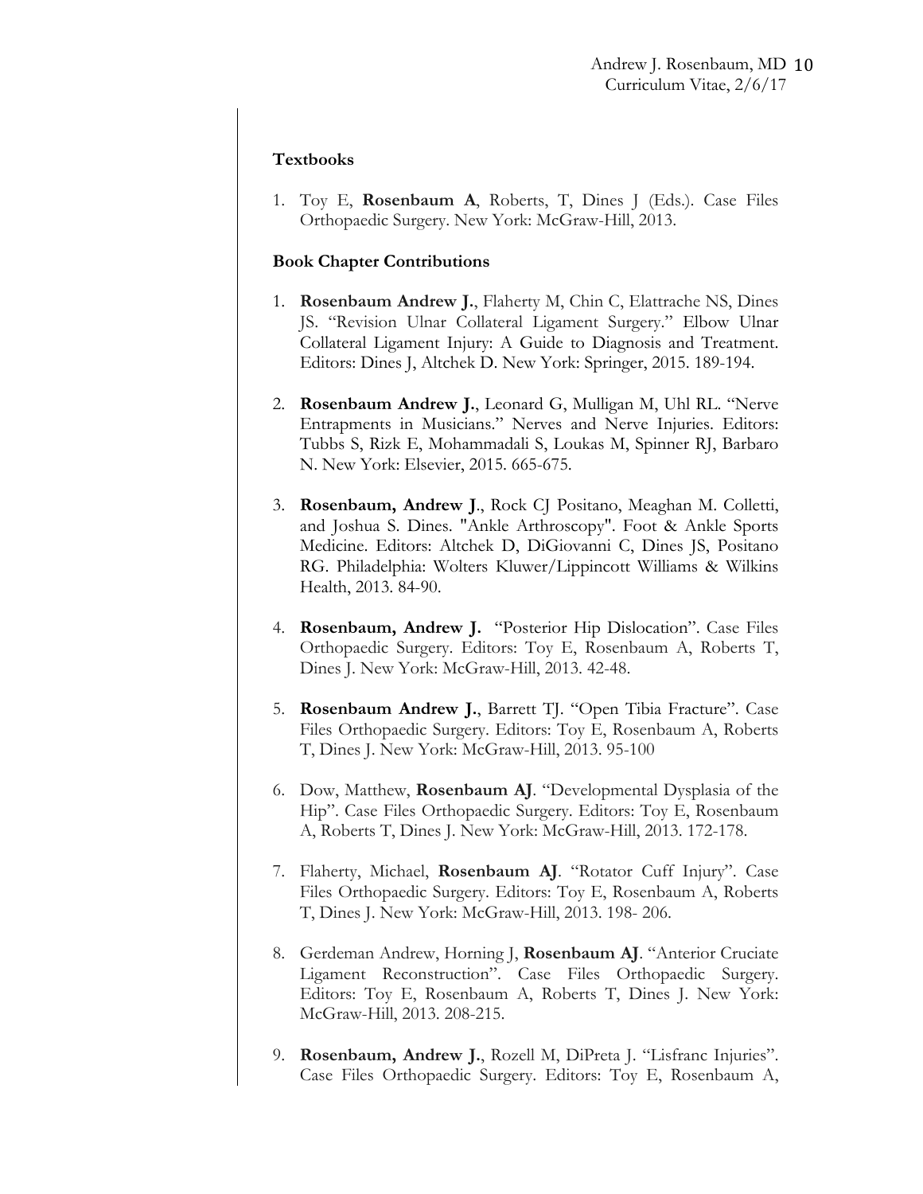### Textbooks

1. Toy E, **Rosenbaum A**, Roberts, T, Dines J (Eds.). Case Files Orthopaedic Surgery. New York: McGraw-Hill, 2013.

### Book Chapter Contributions

1. **Rosenbaum Andrew J.**, Flaherty M, Chin C, Elattrache NS, Dines JS. "Revision Ulnar Collateral Ligament Surgery." Elbow Ulnar Collateral Ligament Injury: A Guide to Diagnosis and Treatment. Editors: Dines J, Altchek D. New York: Springer, 2015. 189-194.

2. **Rosenbaum Andrew J.**, Leonard G, Mulligan M, Uhl RL. "Nerve Entrapments in Musicians." Nerves and Nerve Injuries. Editors: Tubbs S, Rizk E, Mohammadali S, Loukas M, Spinner RJ, Barbaro N. New York: Elsevier, 2015. 665-675.

3. **Rosenbaum, Andrew J**., Rock CJ Positano, Meaghan M. Colletti, and Joshua S. Dines. "Ankle Arthroscopy". Foot & Ankle Sports Medicine. Editors: Altchek D, DiGiovanni C, Dines JS, Positano RG. Philadelphia: Wolters Kluwer/Lippincott Williams & Wilkins Health, 2013. 84-90.

4. **Rosenbaum, Andrew J.** "Posterior Hip Dislocation". Case Files Orthopaedic Surgery. Editors: Toy E, Rosenbaum A, Roberts T, Dines J. New York: McGraw-Hill, 2013. 42-48.

5. **Rosenbaum Andrew J.**, Barrett TJ. "Open Tibia Fracture". Case Files Orthopaedic Surgery. Editors: Toy E, Rosenbaum A, Roberts T, Dines J. New York: McGraw-Hill, 2013. 95-100

6. Dow, Matthew, **Rosenbaum AJ**. "Developmental Dysplasia of the Hip". Case Files Orthopaedic Surgery. Editors: Toy E, Rosenbaum A, Roberts T, Dines J. New York: McGraw-Hill, 2013. 172-178.

7. Flaherty, Michael, **Rosenbaum AJ**. "Rotator Cuff Injury". Case Files Orthopaedic Surgery. Editors: Toy E, Rosenbaum A, Roberts T, Dines J. New York: McGraw-Hill, 2013. 198- 206.

8. Gerdeman Andrew, Horning J, **Rosenbaum AJ**. "Anterior Cruciate Ligament Reconstruction". Case Files Orthopaedic Surgery. Editors: Toy E, Rosenbaum A, Roberts T, Dines J. New York: McGraw-Hill, 2013. 208-215.

9. **Rosenbaum, Andrew J.**, Rozell M, DiPreta J. "Lisfranc Injuries". Case Files Orthopaedic Surgery. Editors: Toy E, Rosenbaum A,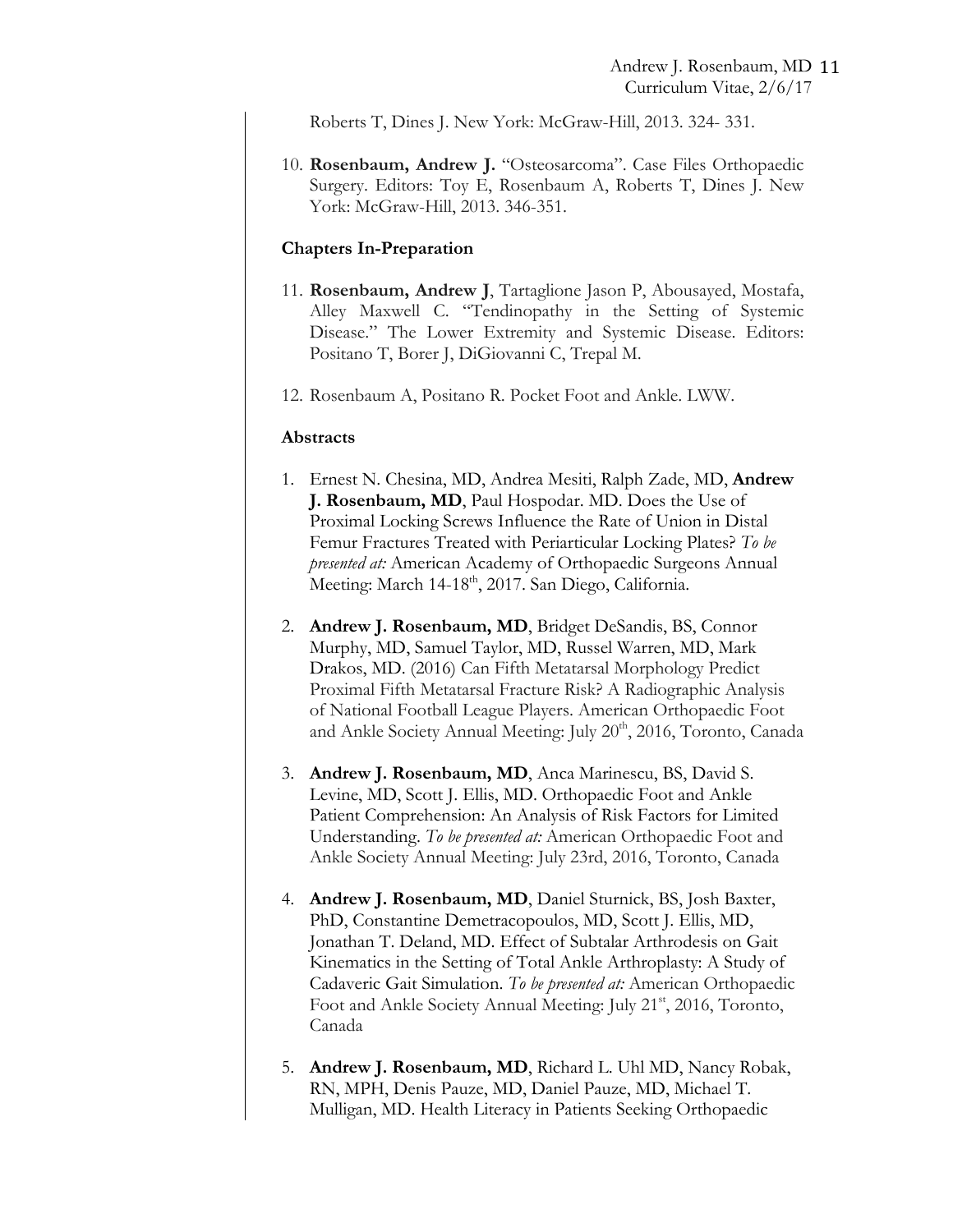Roberts T, Dines J. New York: McGraw-Hill, 2013. 324- 331.

10. **Rosenbaum, Andrew J.** "Osteosarcoma". Case Files Orthopaedic Surgery. Editors: Toy E, Rosenbaum A, Roberts T, Dines J. New York: McGraw-Hill, 2013. 346-351.

**Chapters In-Preparation**

11. **Rosenbaum, Andrew J**, Tartaglione Jason P, Abousayed, Mostafa, Alley Maxwell C. "Tendinopathy in the Setting of Systemic Disease." The Lower Extremity and Systemic Disease. Editors: Positano T, Borer J, DiGiovanni C, Trepal M.

12. Rosenbaum A, Positano R. Pocket Foot and Ankle. LWW.

**Abstracts**

1. Ernest N. Chesina, MD, Andrea Mesiti, Ralph Zade, MD, **Andrew J. Rosenbaum, MD**, Paul Hospodar. MD. Does the Use of Proximal Locking Screws Influence the Rate of Union in Distal Femur Fractures Treated with Periarticular Locking Plates? *To be presented at:* American Academy of Orthopaedic Surgeons Annual Meeting: March 14-18th, 2017. San Diego, California.

2. **Andrew J. Rosenbaum, MD**, Bridget DeSandis, BS, Connor Murphy, MD, Samuel Taylor, MD, Russel Warren, MD, Mark Drakos, MD. (2016) Can Fifth Metatarsal Morphology Predict Proximal Fifth Metatarsal Fracture Risk? A Radiographic Analysis of National Football League Players. American Orthopaedic Foot and Ankle Society Annual Meeting: July 20th, 2016, Toronto, Canada

3. **Andrew J. Rosenbaum, MD**, Anca Marinescu, BS, David S. Levine, MD, Scott J. Ellis, MD. Orthopaedic Foot and Ankle Patient Comprehension: An Analysis of Risk Factors for Limited Understanding. *To be presented at:* American Orthopaedic Foot and Ankle Society Annual Meeting: July 23rd, 2016, Toronto, Canada

4. **Andrew J. Rosenbaum, MD**, Daniel Sturnick, BS, Josh Baxter, PhD, Constantine Demetracopoulos, MD, Scott J. Ellis, MD, Jonathan T. Deland, MD. Effect of Subtalar Arthrodesis on Gait Kinematics in the Setting of Total Ankle Arthroplasty: A Study of Cadaveric Gait Simulation. *To be presented at:* American Orthopaedic Foot and Ankle Society Annual Meeting: July 21st, 2016, Toronto, Canada

5. **Andrew J. Rosenbaum, MD**, Richard L. Uhl MD, Nancy Robak, RN, MPH, Denis Pauze, MD, Daniel Pauze, MD, Michael T. Mulligan, MD. Health Literacy in Patients Seeking Orthopaedic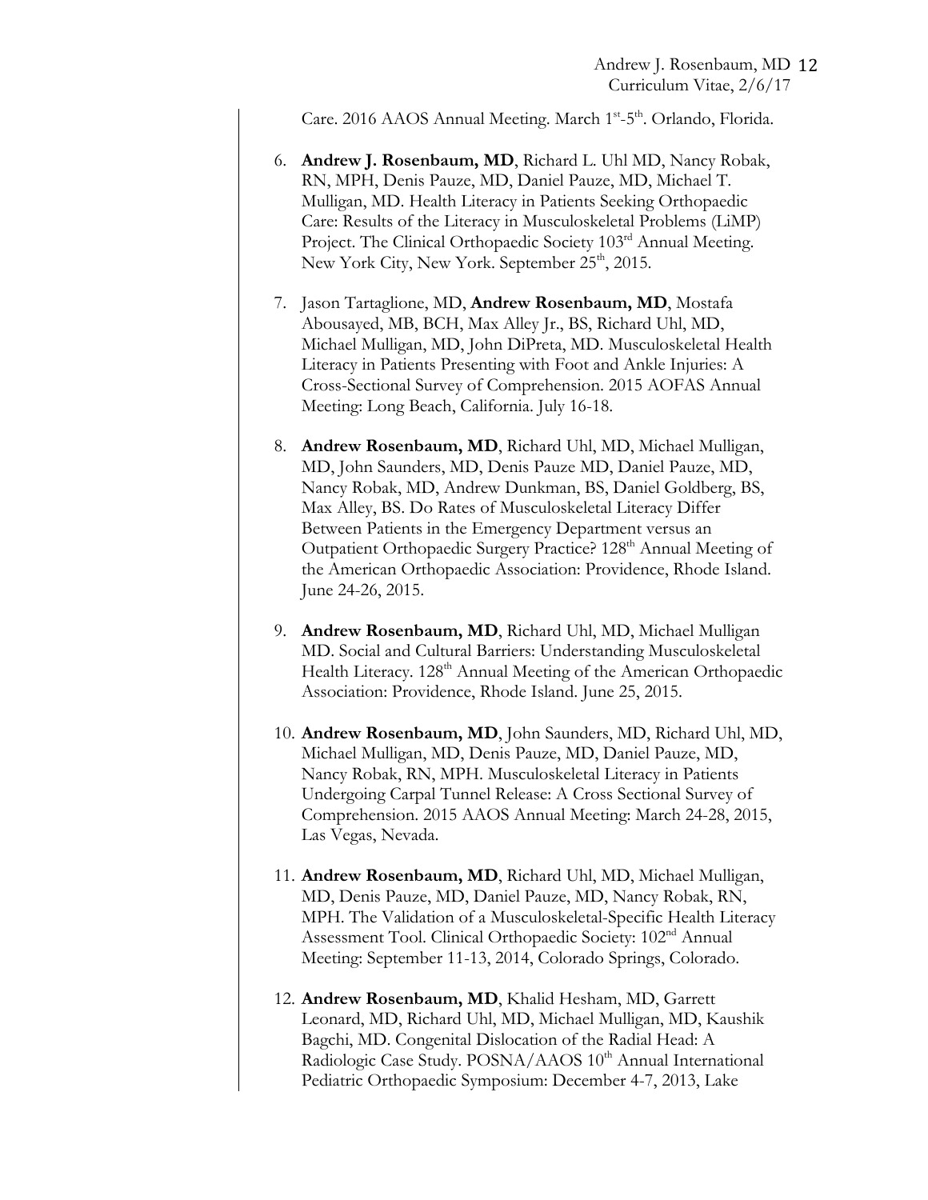Care. 2016 AAOS Annual Meeting. March 1st-5th. Orlando, Florida.

6. **Andrew J. Rosenbaum, MD**, Richard L. Uhl MD, Nancy Robak, RN, MPH, Denis Pauze, MD, Daniel Pauze, MD, Michael T. Mulligan, MD. Health Literacy in Patients Seeking Orthopaedic Care: Results of the Literacy in Musculoskeletal Problems (LiMP) Project. The Clinical Orthopaedic Society 103rd Annual Meeting. New York City, New York. September 25th, 2015.

7. Jason Tartaglione, MD, **Andrew Rosenbaum, MD**, Mostafa Abousayed, MB, BCH, Max Alley Jr., BS, Richard Uhl, MD, Michael Mulligan, MD, John DiPreta, MD. Musculoskeletal Health Literacy in Patients Presenting with Foot and Ankle Injuries: A Cross-Sectional Survey of Comprehension. 2015 AOFAS Annual Meeting: Long Beach, California. July 16-18.

8. **Andrew Rosenbaum, MD**, Richard Uhl, MD, Michael Mulligan, MD, John Saunders, MD, Denis Pauze MD, Daniel Pauze, MD, Nancy Robak, MD, Andrew Dunkman, BS, Daniel Goldberg, BS, Max Alley, BS. Do Rates of Musculoskeletal Literacy Differ Between Patients in the Emergency Department versus an Outpatient Orthopaedic Surgery Practice? 128th Annual Meeting of the American Orthopaedic Association: Providence, Rhode Island. June 24-26, 2015.

9. **Andrew Rosenbaum, MD**, Richard Uhl, MD, Michael Mulligan MD. Social and Cultural Barriers: Understanding Musculoskeletal Health Literacy. 128th Annual Meeting of the American Orthopaedic Association: Providence, Rhode Island. June 25, 2015.

10. **Andrew Rosenbaum, MD**, John Saunders, MD, Richard Uhl, MD, Michael Mulligan, MD, Denis Pauze, MD, Daniel Pauze, MD, Nancy Robak, RN, MPH. Musculoskeletal Literacy in Patients Undergoing Carpal Tunnel Release: A Cross Sectional Survey of Comprehension. 2015 AAOS Annual Meeting: March 24-28, 2015, Las Vegas, Nevada.

11. **Andrew Rosenbaum, MD**, Richard Uhl, MD, Michael Mulligan, MD, Denis Pauze, MD, Daniel Pauze, MD, Nancy Robak, RN, MPH. The Validation of a Musculoskeletal-Specific Health Literacy Assessment Tool. Clinical Orthopaedic Society: 102nd Annual Meeting: September 11-13, 2014, Colorado Springs, Colorado.

12. **Andrew Rosenbaum, MD**, Khalid Hesham, MD, Garrett Leonard, MD, Richard Uhl, MD, Michael Mulligan, MD, Kaushik Bagchi, MD. Congenital Dislocation of the Radial Head: A Radiologic Case Study. POSNA/AAOS 10th Annual International Pediatric Orthopaedic Symposium: December 4-7, 2013, Lake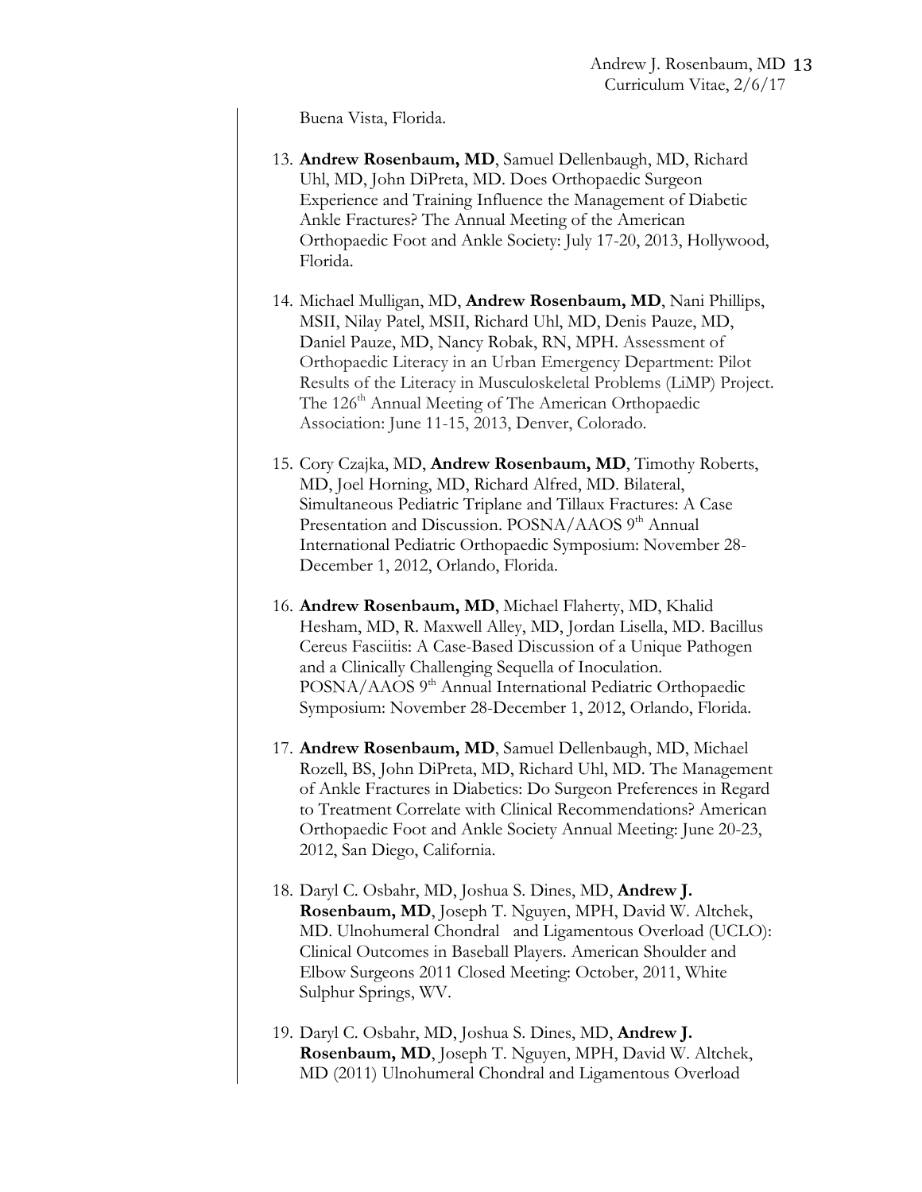Buena Vista, Florida.

13. **Andrew Rosenbaum, MD**, Samuel Dellenbaugh, MD, Richard Uhl, MD, John DiPreta, MD. Does Orthopaedic Surgeon Experience and Training Influence the Management of Diabetic Ankle Fractures? The Annual Meeting of the American Orthopaedic Foot and Ankle Society: July 17-20, 2013, Hollywood, Florida.

14. Michael Mulligan, MD, **Andrew Rosenbaum, MD**, Nani Phillips, MSII, Nilay Patel, MSII, Richard Uhl, MD, Denis Pauze, MD, Daniel Pauze, MD, Nancy Robak, RN, MPH. Assessment of Orthopaedic Literacy in an Urban Emergency Department: Pilot Results of the Literacy in Musculoskeletal Problems (LiMP) Project. The 126th Annual Meeting of The American Orthopaedic Association: June 11-15, 2013, Denver, Colorado.

15. Cory Czajka, MD, **Andrew Rosenbaum, MD**, Timothy Roberts, MD, Joel Horning, MD, Richard Alfred, MD. Bilateral, Simultaneous Pediatric Triplane and Tillaux Fractures: A Case Presentation and Discussion. POSNA/AAOS 9th Annual International Pediatric Orthopaedic Symposium: November 28-December 1, 2012, Orlando, Florida.

16. **Andrew Rosenbaum, MD**, Michael Flaherty, MD, Khalid Hesham, MD, R. Maxwell Alley, MD, Jordan Lisella, MD. Bacillus Cereus Fasciitis: A Case-Based Discussion of a Unique Pathogen and a Clinically Challenging Sequella of Inoculation. POSNA/AAOS 9th Annual International Pediatric Orthopaedic Symposium: November 28-December 1, 2012, Orlando, Florida.

17. **Andrew Rosenbaum, MD**, Samuel Dellenbaugh, MD, Michael Rozell, BS, John DiPreta, MD, Richard Uhl, MD. The Management of Ankle Fractures in Diabetics: Do Surgeon Preferences in Regard to Treatment Correlate with Clinical Recommendations? American Orthopaedic Foot and Ankle Society Annual Meeting: June 20-23, 2012, San Diego, California.

18. Daryl C. Osbahr, MD, Joshua S. Dines, MD, **Andrew J. Rosenbaum, MD**, Joseph T. Nguyen, MPH, David W. Altchek, MD. Ulnohumeral Chondral and Ligamentous Overload (UCLO): Clinical Outcomes in Baseball Players. American Shoulder and Elbow Surgeons 2011 Closed Meeting: October, 2011, White Sulphur Springs, WV.

19. Daryl C. Osbahr, MD, Joshua S. Dines, MD, **Andrew J. Rosenbaum, MD**, Joseph T. Nguyen, MPH, David W. Altchek, MD (2011) Ulnohumeral Chondral and Ligamentous Overload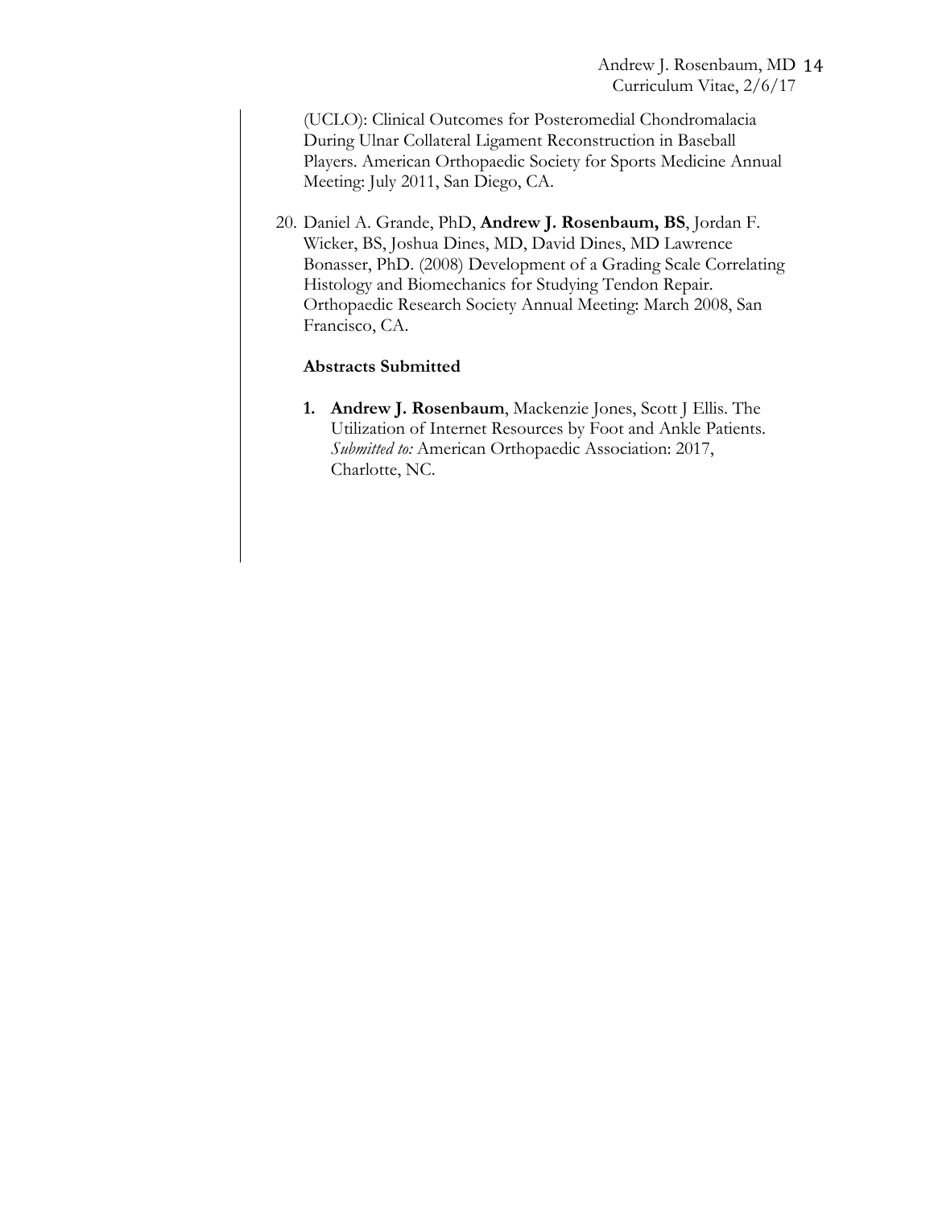(UCLO): Clinical Outcomes for Posteromedial Chondromalacia During Ulnar Collateral Ligament Reconstruction in Baseball Players. American Orthopaedic Society for Sports Medicine Annual Meeting: July 2011, San Diego, CA.

20. Daniel A. Grande, PhD, **Andrew J. Rosenbaum, BS**, Jordan F. Wicker, BS, Joshua Dines, MD, David Dines, MD Lawrence Bonasser, PhD. (2008) Development of a Grading Scale Correlating Histology and Biomechanics for Studying Tendon Repair. Orthopaedic Research Society Annual Meeting: March 2008, San Francisco, CA.

**Abstracts Submitted**

1. **Andrew J. Rosenbaum**, Mackenzie Jones, Scott J Ellis. The Utilization of Internet Resources by Foot and Ankle Patients. *Submitted to:* American Orthopaedic Association: 2017, Charlotte, NC.